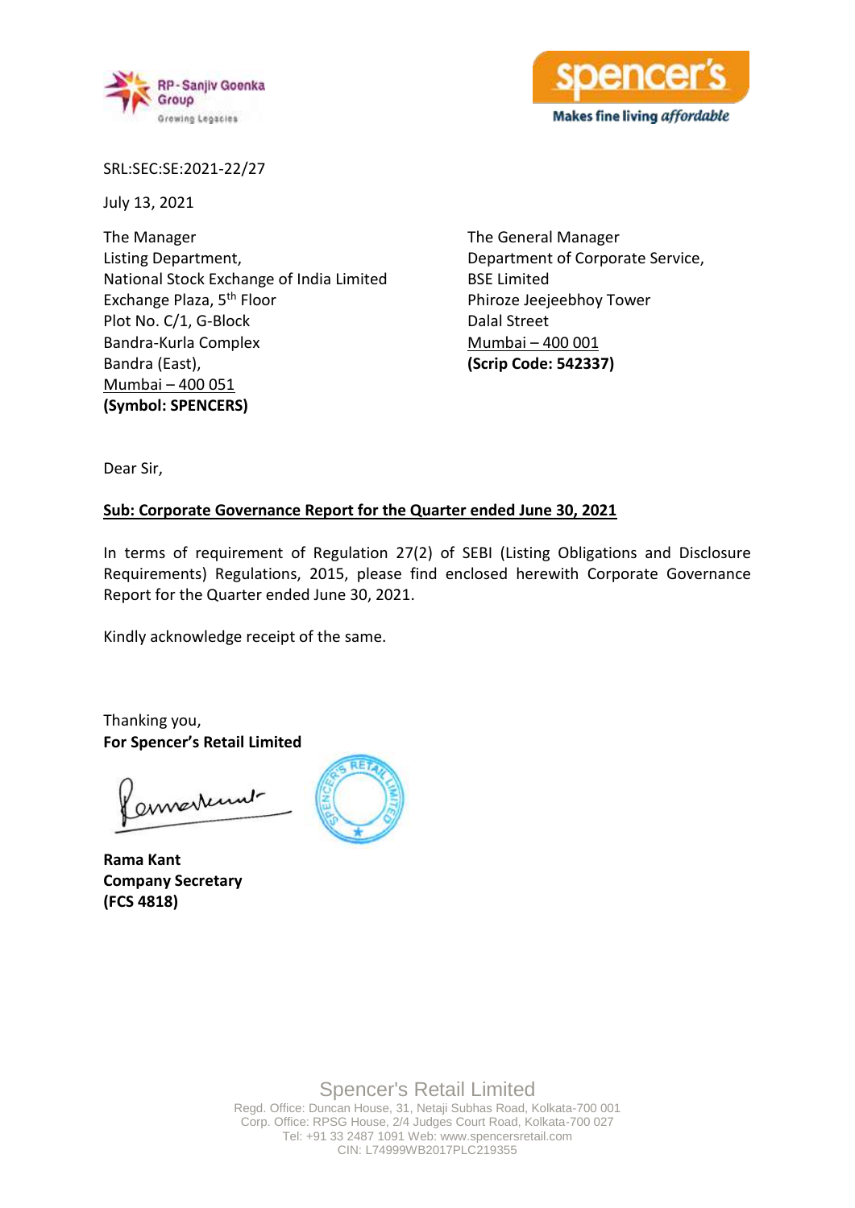RP-Sanjiv Goenka Group
Growing Legacies

spencer's
Makes fine living *affordable*

SRL:SEC:SE:2021-22/27

July 13, 2021

The Manager
Listing Department,
National Stock Exchange of India Limited
Exchange Plaza, 5th Floor
Plot No. C/1, G-Block
Bandra-Kurla Complex
Bandra (East),
Mumbai – 400 051
**(Symbol: SPENCERS)**

The General Manager
Department of Corporate Service,
BSE Limited
Phiroze Jeejeebhoy Tower
Dalal Street
Mumbai – 400 001
**(Scrip Code: 542337)**

Dear Sir,

**Sub: Corporate Governance Report for the Quarter ended June 30, 2021**

In terms of requirement of Regulation 27(2) of SEBI (Listing Obligations and Disclosure Requirements) Regulations, 2015, please find enclosed herewith Corporate Governance Report for the Quarter ended June 30, 2021.

Kindly acknowledge receipt of the same.

Thanking you,
**For Spencer's Retail Limited**

**Rama Kant**
**Company Secretary**
**(FCS 4818)**

Spencer's Retail Limited
Regd. Office: Duncan House, 31, Netaji Subhas Road, Kolkata-700 001
Corp. Office: RPSG House, 2/4 Judges Court Road, Kolkata-700 027
Tel: +91 33 2487 1091 Web: www.spencersretail.com
CIN: L74999WB2017PLC219355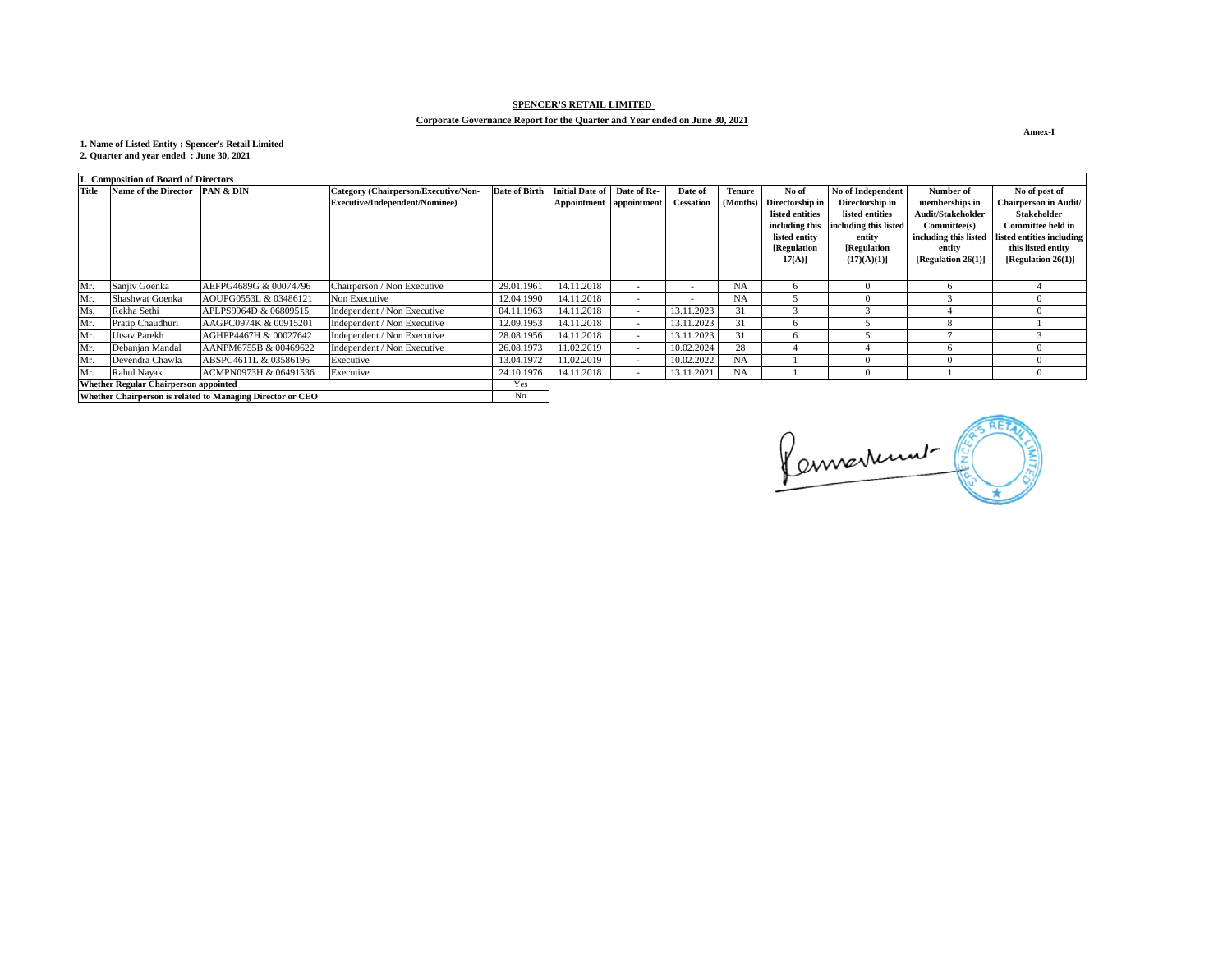**SPENCER'S RETAIL LIMITED**

**Corporate Governance Report for the Quarter and Year ended on June 30, 2021**

**Annex-I**

**1. Name of Listed Entity : Spencer's Retail Limited**
**2. Quarter and year ended : June 30, 2021**

| **I. Composition of Board of Directors** | | | | | | | | | | | | | |
|---|---|---|---|---|---|---|---|---|---|---|---|---|---|
| **Title** | **Name of the Director** | **PAN & DIN** | **Category (Chairperson/Executive/Non-Executive/Independent/Nominee)** | **Date of Birth** | **Initial Date of Appointment** | **Date of Re-appointment** | **Date of Cessation** | **Tenure (Months)** | **No of Directorship in listed entities including this listed entity [Regulation 17(A)]** | **No of Independent Directorship in listed entities including this listed entity [Regulation (17)(A)(1)]** | **Number of memberships in Audit/Stakeholder Committee(s) including this listed entity [Regulation 26(1)]** | **No of post of Chairperson in Audit/ Stakeholder Committee held in listed entities including this listed entity [Regulation 26(1)]** |
| Mr. | Sanjiv Goenka | AEFPG4689G & 00074796 | Chairperson / Non Executive | 29.01.1961 | 14.11.2018 | - | - | NA | 6 | 0 | 6 | 4 |
| Mr. | Shashwat Goenka | AOUPG0553L & 03486121 | Non Executive | 12.04.1990 | 14.11.2018 | - | - | NA | 5 | 0 | 3 | 0 |
| Ms. | Rekha Sethi | APLPS9964D & 06809515 | Independent / Non Executive | 04.11.1963 | 14.11.2018 | - | 13.11.2023 | 31 | 3 | 3 | 4 | 0 |
| Mr. | Pratip Chaudhuri | AAGPC0974K & 00915201 | Independent / Non Executive | 12.09.1953 | 14.11.2018 | - | 13.11.2023 | 31 | 6 | 5 | 8 | 1 |
| Mr. | Utsav Parekh | AGHPP4467H & 00027642 | Independent / Non Executive | 28.08.1956 | 14.11.2018 | - | 13.11.2023 | 31 | 6 | 5 | 7 | 3 |
| Mr. | Debanjan Mandal | AANPM6755B & 00469622 | Independent / Non Executive | 26.08.1973 | 11.02.2019 | - | 10.02.2024 | 28 | 4 | 4 | 6 | 0 |
| Mr. | Devendra Chawla | ABSPC4611L & 03586196 | Executive | 13.04.1972 | 11.02.2019 | - | 10.02.2022 | NA | 1 | 0 | 0 | 0 |
| Mr. | Rahul Nayak | ACMPN0973H & 06491536 | Executive | 24.10.1976 | 14.11.2018 | - | 13.11.2021 | NA | 1 | 0 | 1 | 0 |
| **Whether Regular Chairperson appointed** | | | | Yes | | | | | | | | |
| **Whether Chairperson is related to Managing Director or CEO** | | | | No | | | | | | | | |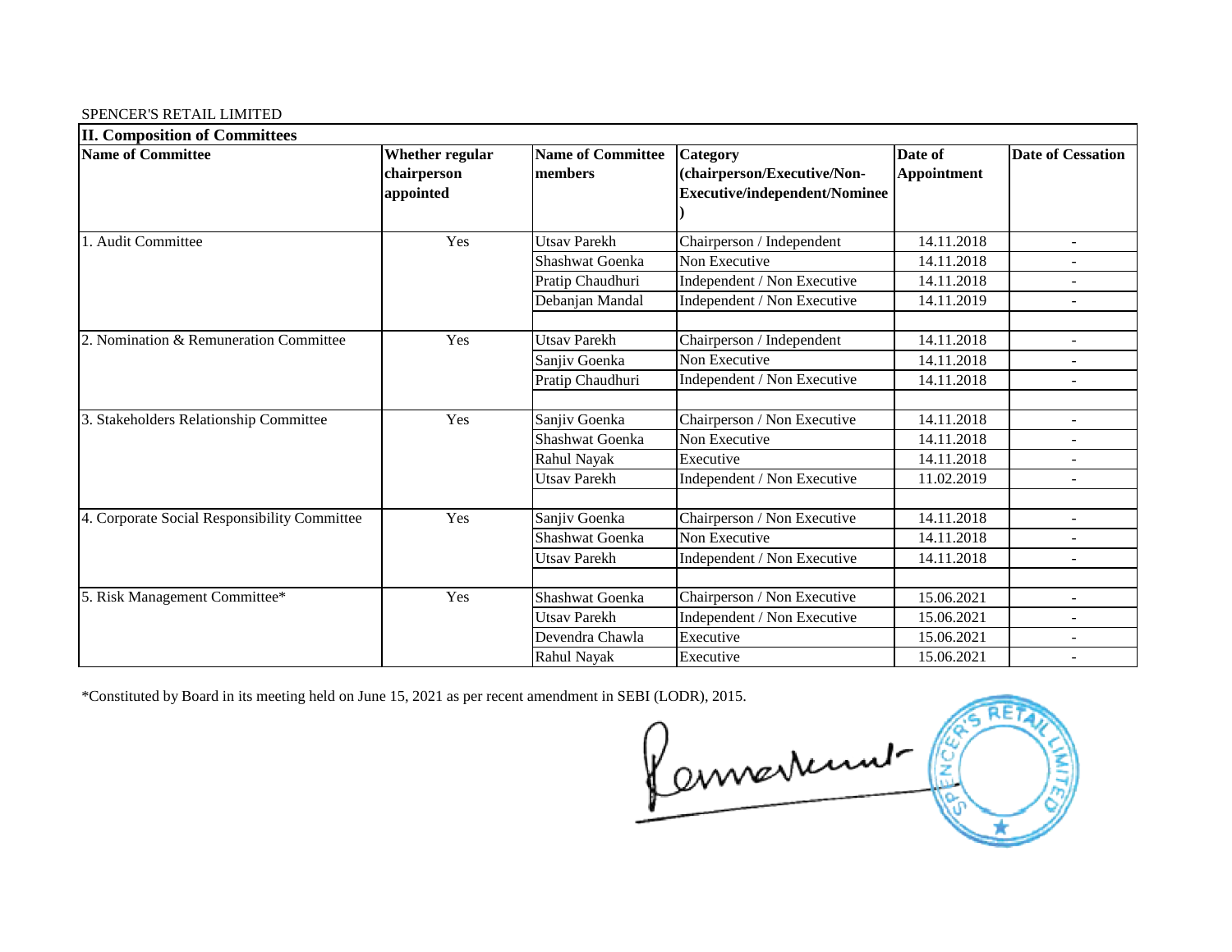SPENCER'S RETAIL LIMITED

**II. Composition of Committees**

| Name of Committee | Whether regular chairperson appointed | Name of Committee members | Category (chairperson/Executive/Non-Executive/independent/Nominee) | Date of Appointment | Date of Cessation |
|---|---|---|---|---|---|
| 1. Audit Committee | Yes | Utsav Parekh | Chairperson / Independent | 14.11.2018 | - |
| | | Shashwat Goenka | Non Executive | 14.11.2018 | - |
| | | Pratip Chaudhuri | Independent / Non Executive | 14.11.2018 | - |
| | | Debanjan Mandal | Independent / Non Executive | 14.11.2019 | - |
| 2. Nomination & Remuneration Committee | Yes | Utsav Parekh | Chairperson / Independent | 14.11.2018 | - |
| | | Sanjiv Goenka | Non Executive | 14.11.2018 | - |
| | | Pratip Chaudhuri | Independent / Non Executive | 14.11.2018 | - |
| 3. Stakeholders Relationship Committee | Yes | Sanjiv Goenka | Chairperson / Non Executive | 14.11.2018 | - |
| | | Shashwat Goenka | Non Executive | 14.11.2018 | - |
| | | Rahul Nayak | Executive | 14.11.2018 | - |
| | | Utsav Parekh | Independent / Non Executive | 11.02.2019 | - |
| 4. Corporate Social Responsibility Committee | Yes | Sanjiv Goenka | Chairperson / Non Executive | 14.11.2018 | - |
| | | Shashwat Goenka | Non Executive | 14.11.2018 | - |
| | | Utsav Parekh | Independent / Non Executive | 14.11.2018 | - |
| 5. Risk Management Committee* | Yes | Shashwat Goenka | Chairperson / Non Executive | 15.06.2021 | - |
| | | Utsav Parekh | Independent / Non Executive | 15.06.2021 | - |
| | | Devendra Chawla | Executive | 15.06.2021 | - |
| | | Rahul Nayak | Executive | 15.06.2021 | - |

*Constituted by Board in its meeting held on June 15, 2021 as per recent amendment in SEBI (LODR), 2015.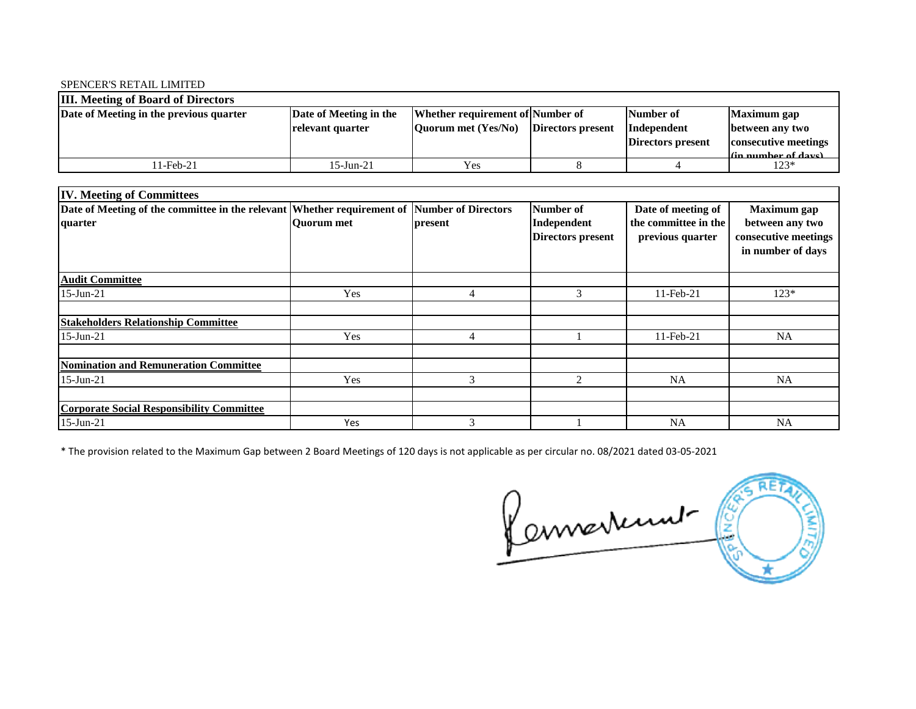SPENCER'S RETAIL LIMITED

| III. Meeting of Board of Directors | | | | | |
|---|---|---|---|---|---|
| **Date of Meeting in the previous quarter** | **Date of Meeting in the relevant quarter** | **Whether requirement of Quorum met (Yes/No)** | **Number of Directors present** | **Number of Independent Directors present** | **Maximum gap between any two consecutive meetings (in number of days)** |
| 11-Feb-21 | 15-Jun-21 | Yes | 8 | 4 | 123* |

| IV. Meeting of Committees | | | | | |
|---|---|---|---|---|---|
| **Date of Meeting of the committee in the relevant quarter** | **Whether requirement of Quorum met** | **Number of Directors present** | **Number of Independent Directors present** | **Date of meeting of the committee in the previous quarter** | **Maximum gap between any two consecutive meetings in number of days** |
| **Audit Committee** | | | | | |
| 15-Jun-21 | Yes | 4 | 3 | 11-Feb-21 | 123* |
| | | | | | |
| **Stakeholders Relationship Committee** | | | | | |
| 15-Jun-21 | Yes | 4 | 1 | 11-Feb-21 | NA |
| | | | | | |
| **Nomination and Remuneration Committee** | | | | | |
| 15-Jun-21 | Yes | 3 | 2 | NA | NA |
| | | | | | |
| **Corporate Social Responsibility Committee** | | | | | |
| 15-Jun-21 | Yes | 3 | 1 | NA | NA |

* The provision related to the Maximum Gap between 2 Board Meetings of 120 days is not applicable as per circular no. 08/2021 dated 03-05-2021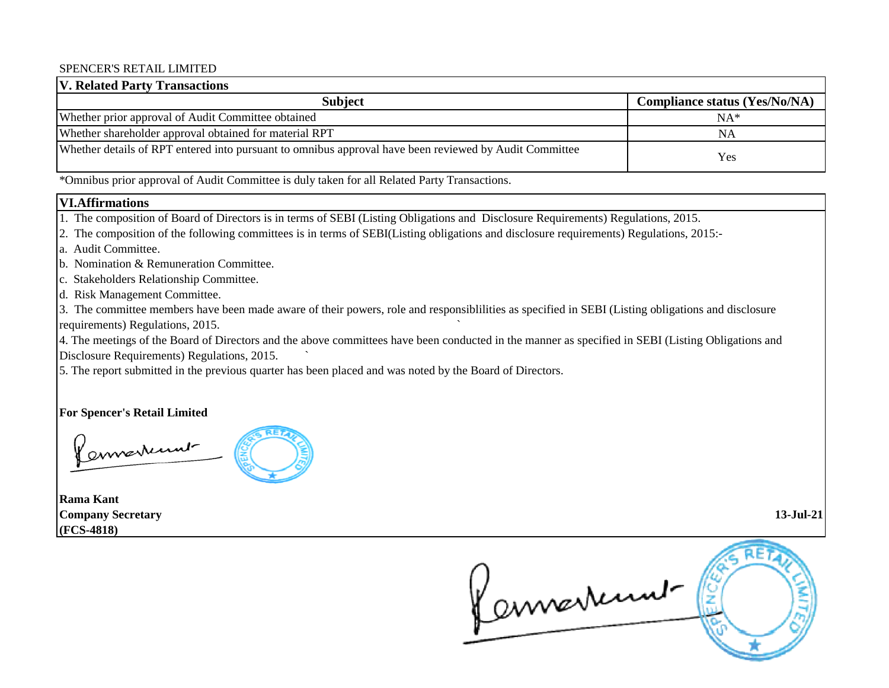SPENCER'S RETAIL LIMITED

## V. Related Party Transactions

| Subject | Compliance status (Yes/No/NA) |
|---|---|
| Whether prior approval of Audit Committee obtained | NA* |
| Whether shareholder approval obtained for material RPT | NA |
| Whether details of RPT entered into pursuant to omnibus approval have been reviewed by Audit Committee | Yes |

*Omnibus prior approval of Audit Committee is duly taken for all Related Party Transactions.

## VI.Affirmations

1. The composition of Board of Directors is in terms of SEBI (Listing Obligations and Disclosure Requirements) Regulations, 2015.
2. The composition of the following committees is in terms of SEBI(Listing obligations and disclosure requirements) Regulations, 2015:-

a. Audit Committee.

b. Nomination & Remuneration Committee.

c. Stakeholders Relationship Committee.

d. Risk Management Committee.

3. The committee members have been made aware of their powers, role and responsiblilities as specified in SEBI (Listing obligations and disclosure requirements) Regulations, 2015.
4. The meetings of the Board of Directors and the above committees have been conducted in the manner as specified in SEBI (Listing Obligations and Disclosure Requirements) Regulations, 2015.
5. The report submitted in the previous quarter has been placed and was noted by the Board of Directors.

**For Spencer's Retail Limited**

**Rama Kant**
**Company Secretary**
**(FCS-4818)**

**13-Jul-21**